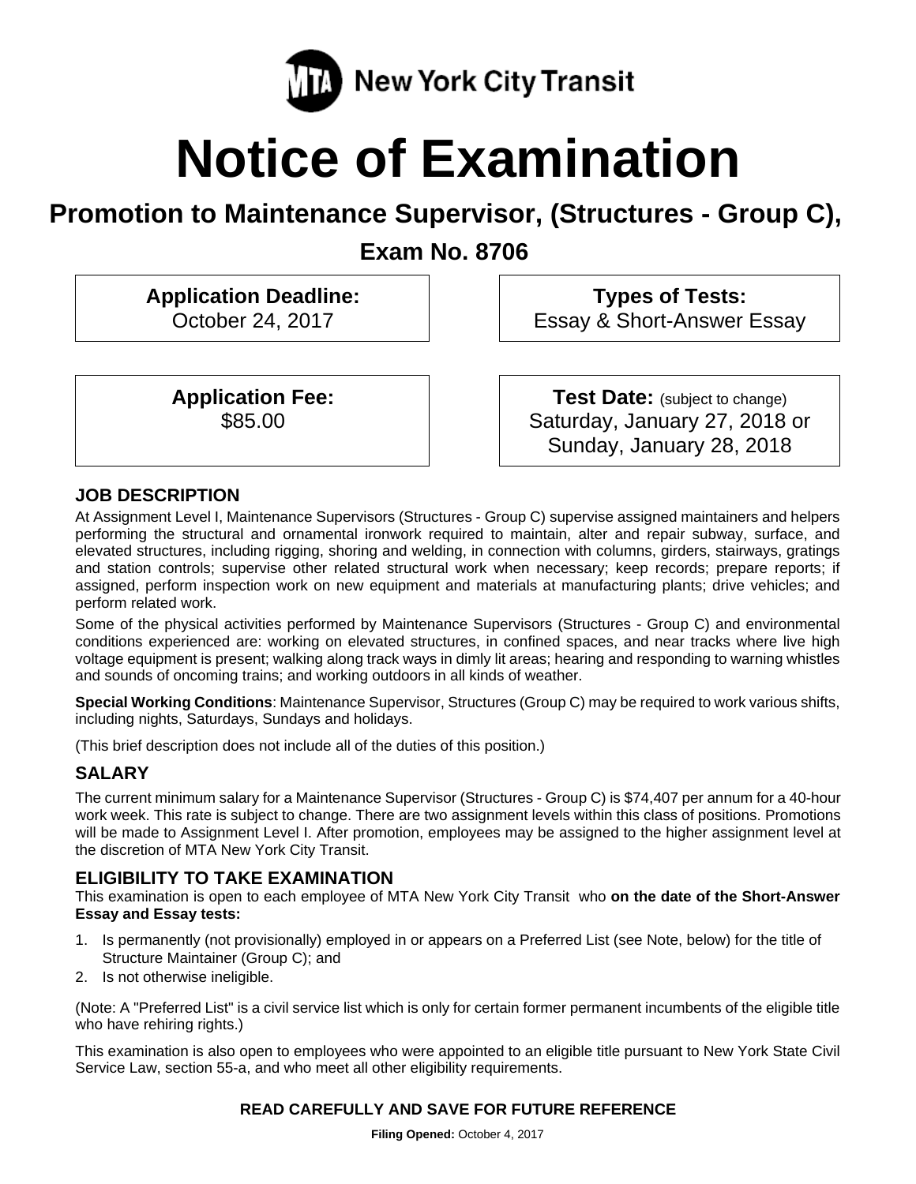MTA New York City Transit

# Notice of Examination

## Promotion to Maintenance Supervisor, (Structures - Group C),

## Exam No. 8706

| **Application Deadline:** October 24, 2017 | **Types of Tests:** Essay & Short-Answer Essay |
|---|---|
| **Application Fee:** $85.00 | **Test Date:** (subject to change) Saturday, January 27, 2018 or Sunday, January 28, 2018 |

### JOB DESCRIPTION

At Assignment Level I, Maintenance Supervisors (Structures - Group C) supervise assigned maintainers and helpers performing the structural and ornamental ironwork required to maintain, alter and repair subway, surface, and elevated structures, including rigging, shoring and welding, in connection with columns, girders, stairways, gratings and station controls; supervise other related structural work when necessary; keep records; prepare reports; if assigned, perform inspection work on new equipment and materials at manufacturing plants; drive vehicles; and perform related work.

Some of the physical activities performed by Maintenance Supervisors (Structures - Group C) and environmental conditions experienced are: working on elevated structures, in confined spaces, and near tracks where live high voltage equipment is present; walking along track ways in dimly lit areas; hearing and responding to warning whistles and sounds of oncoming trains; and working outdoors in all kinds of weather.

**Special Working Conditions**: Maintenance Supervisor, Structures (Group C) may be required to work various shifts, including nights, Saturdays, Sundays and holidays.

(This brief description does not include all of the duties of this position.)

### SALARY

The current minimum salary for a Maintenance Supervisor (Structures - Group C) is $74,407 per annum for a 40-hour work week. This rate is subject to change. There are two assignment levels within this class of positions. Promotions will be made to Assignment Level I. After promotion, employees may be assigned to the higher assignment level at the discretion of MTA New York City Transit.

### ELIGIBILITY TO TAKE EXAMINATION

This examination is open to each employee of MTA New York City Transit who **on the date of the Short-Answer Essay and Essay tests:**

1. Is permanently (not provisionally) employed in or appears on a Preferred List (see Note, below) for the title of Structure Maintainer (Group C); and
2. Is not otherwise ineligible.

(Note: A "Preferred List" is a civil service list which is only for certain former permanent incumbents of the eligible title who have rehiring rights.)

This examination is also open to employees who were appointed to an eligible title pursuant to New York State Civil Service Law, section 55-a, and who meet all other eligibility requirements.

**READ CAREFULLY AND SAVE FOR FUTURE REFERENCE**

**Filing Opened:** October 4, 2017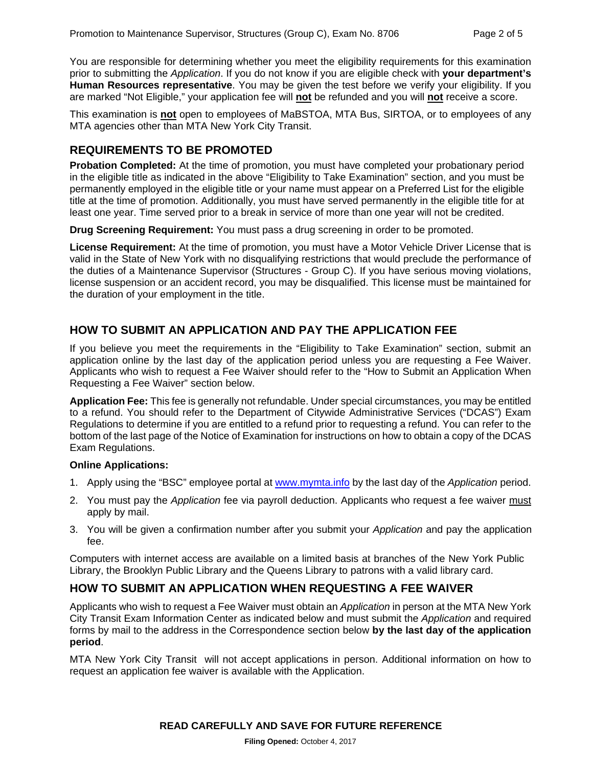You are responsible for determining whether you meet the eligibility requirements for this examination prior to submitting the *Application*. If you do not know if you are eligible check with **your department's Human Resources representative**. You may be given the test before we verify your eligibility. If you are marked "Not Eligible," your application fee will **not** be refunded and you will **not** receive a score.

This examination is **not** open to employees of MaBSTOA, MTA Bus, SIRTOA, or to employees of any MTA agencies other than MTA New York City Transit.

## REQUIREMENTS TO BE PROMOTED

**Probation Completed:** At the time of promotion, you must have completed your probationary period in the eligible title as indicated in the above "Eligibility to Take Examination" section, and you must be permanently employed in the eligible title or your name must appear on a Preferred List for the eligible title at the time of promotion. Additionally, you must have served permanently in the eligible title for at least one year. Time served prior to a break in service of more than one year will not be credited.

**Drug Screening Requirement:** You must pass a drug screening in order to be promoted.

**License Requirement:** At the time of promotion, you must have a Motor Vehicle Driver License that is valid in the State of New York with no disqualifying restrictions that would preclude the performance of the duties of a Maintenance Supervisor (Structures - Group C). If you have serious moving violations, license suspension or an accident record, you may be disqualified. This license must be maintained for the duration of your employment in the title.

## HOW TO SUBMIT AN APPLICATION AND PAY THE APPLICATION FEE

If you believe you meet the requirements in the "Eligibility to Take Examination" section, submit an application online by the last day of the application period unless you are requesting a Fee Waiver. Applicants who wish to request a Fee Waiver should refer to the "How to Submit an Application When Requesting a Fee Waiver" section below.

**Application Fee:** This fee is generally not refundable. Under special circumstances, you may be entitled to a refund. You should refer to the Department of Citywide Administrative Services ("DCAS") Exam Regulations to determine if you are entitled to a refund prior to requesting a refund. You can refer to the bottom of the last page of the Notice of Examination for instructions on how to obtain a copy of the DCAS Exam Regulations.

**Online Applications:**

1. Apply using the "BSC" employee portal at www.mymta.info by the last day of the *Application* period.
2. You must pay the *Application* fee via payroll deduction. Applicants who request a fee waiver must apply by mail.
3. You will be given a confirmation number after you submit your *Application* and pay the application fee.

Computers with internet access are available on a limited basis at branches of the New York Public Library, the Brooklyn Public Library and the Queens Library to patrons with a valid library card.

## HOW TO SUBMIT AN APPLICATION WHEN REQUESTING A FEE WAIVER

Applicants who wish to request a Fee Waiver must obtain an *Application* in person at the MTA New York City Transit Exam Information Center as indicated below and must submit the *Application* and required forms by mail to the address in the Correspondence section below **by the last day of the application period**.

MTA New York City Transit will not accept applications in person. Additional information on how to request an application fee waiver is available with the Application.

**READ CAREFULLY AND SAVE FOR FUTURE REFERENCE**

**Filing Opened:** October 4, 2017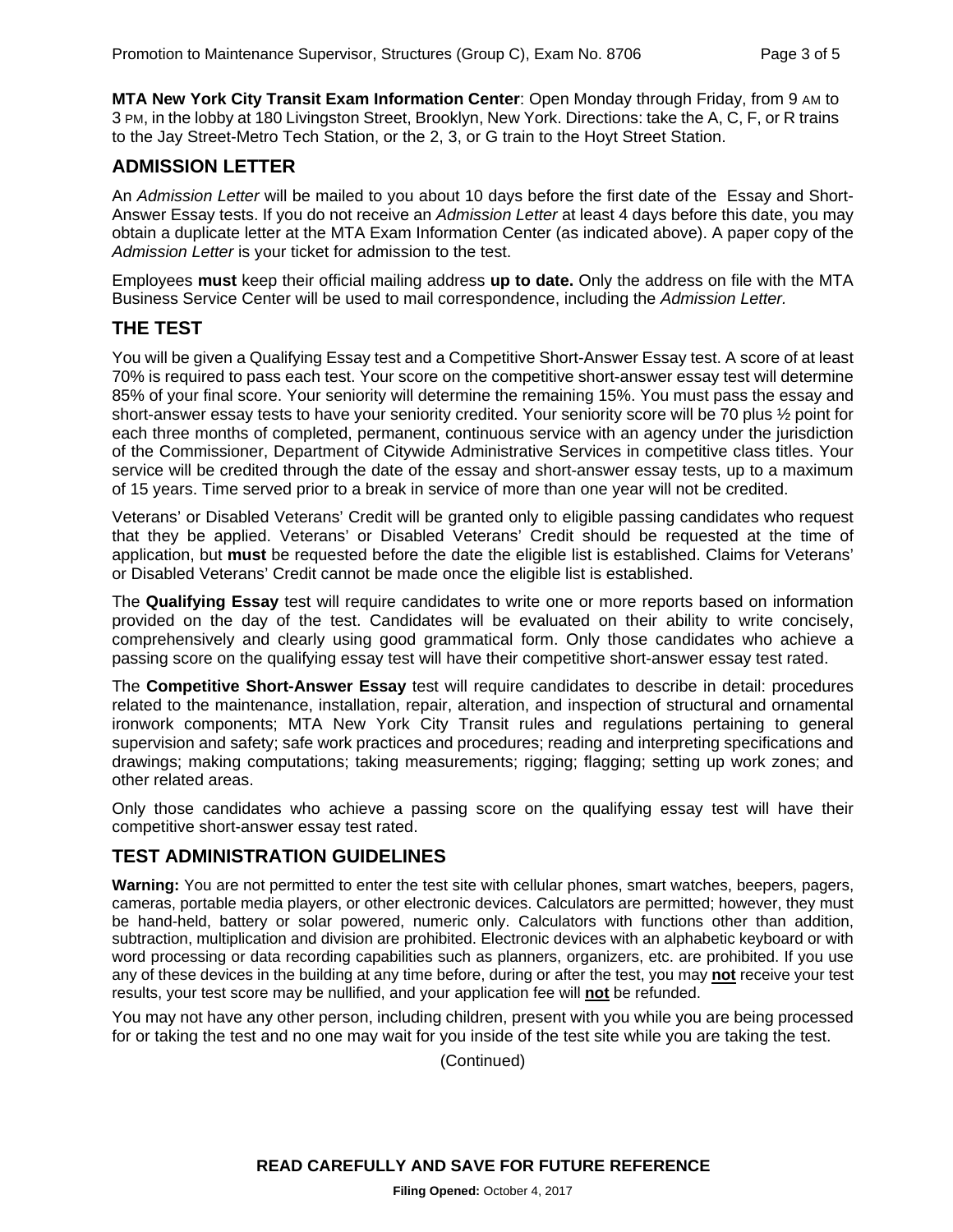**MTA New York City Transit Exam Information Center**: Open Monday through Friday, from 9 AM to 3 PM, in the lobby at 180 Livingston Street, Brooklyn, New York. Directions: take the A, C, F, or R trains to the Jay Street-Metro Tech Station, or the 2, 3, or G train to the Hoyt Street Station.

## ADMISSION LETTER

An *Admission Letter* will be mailed to you about 10 days before the first date of the Essay and Short-Answer Essay tests. If you do not receive an *Admission Letter* at least 4 days before this date, you may obtain a duplicate letter at the MTA Exam Information Center (as indicated above). A paper copy of the *Admission Letter* is your ticket for admission to the test.

Employees **must** keep their official mailing address **up to date.** Only the address on file with the MTA Business Service Center will be used to mail correspondence, including the *Admission Letter.*

## THE TEST

You will be given a Qualifying Essay test and a Competitive Short-Answer Essay test. A score of at least 70% is required to pass each test. Your score on the competitive short-answer essay test will determine 85% of your final score. Your seniority will determine the remaining 15%. You must pass the essay and short-answer essay tests to have your seniority credited. Your seniority score will be 70 plus ½ point for each three months of completed, permanent, continuous service with an agency under the jurisdiction of the Commissioner, Department of Citywide Administrative Services in competitive class titles. Your service will be credited through the date of the essay and short-answer essay tests, up to a maximum of 15 years. Time served prior to a break in service of more than one year will not be credited.

Veterans' or Disabled Veterans' Credit will be granted only to eligible passing candidates who request that they be applied. Veterans' or Disabled Veterans' Credit should be requested at the time of application, but **must** be requested before the date the eligible list is established. Claims for Veterans' or Disabled Veterans' Credit cannot be made once the eligible list is established.

The **Qualifying Essay** test will require candidates to write one or more reports based on information provided on the day of the test. Candidates will be evaluated on their ability to write concisely, comprehensively and clearly using good grammatical form. Only those candidates who achieve a passing score on the qualifying essay test will have their competitive short-answer essay test rated.

The **Competitive Short-Answer Essay** test will require candidates to describe in detail: procedures related to the maintenance, installation, repair, alteration, and inspection of structural and ornamental ironwork components; MTA New York City Transit rules and regulations pertaining to general supervision and safety; safe work practices and procedures; reading and interpreting specifications and drawings; making computations; taking measurements; rigging; flagging; setting up work zones; and other related areas.

Only those candidates who achieve a passing score on the qualifying essay test will have their competitive short-answer essay test rated.

## TEST ADMINISTRATION GUIDELINES

**Warning:** You are not permitted to enter the test site with cellular phones, smart watches, beepers, pagers, cameras, portable media players, or other electronic devices. Calculators are permitted; however, they must be hand-held, battery or solar powered, numeric only. Calculators with functions other than addition, subtraction, multiplication and division are prohibited. Electronic devices with an alphabetic keyboard or with word processing or data recording capabilities such as planners, organizers, etc. are prohibited. If you use any of these devices in the building at any time before, during or after the test, you may **not** receive your test results, your test score may be nullified, and your application fee will **not** be refunded.

You may not have any other person, including children, present with you while you are being processed for or taking the test and no one may wait for you inside of the test site while you are taking the test.

(Continued)

**READ CAREFULLY AND SAVE FOR FUTURE REFERENCE**

**Filing Opened:** October 4, 2017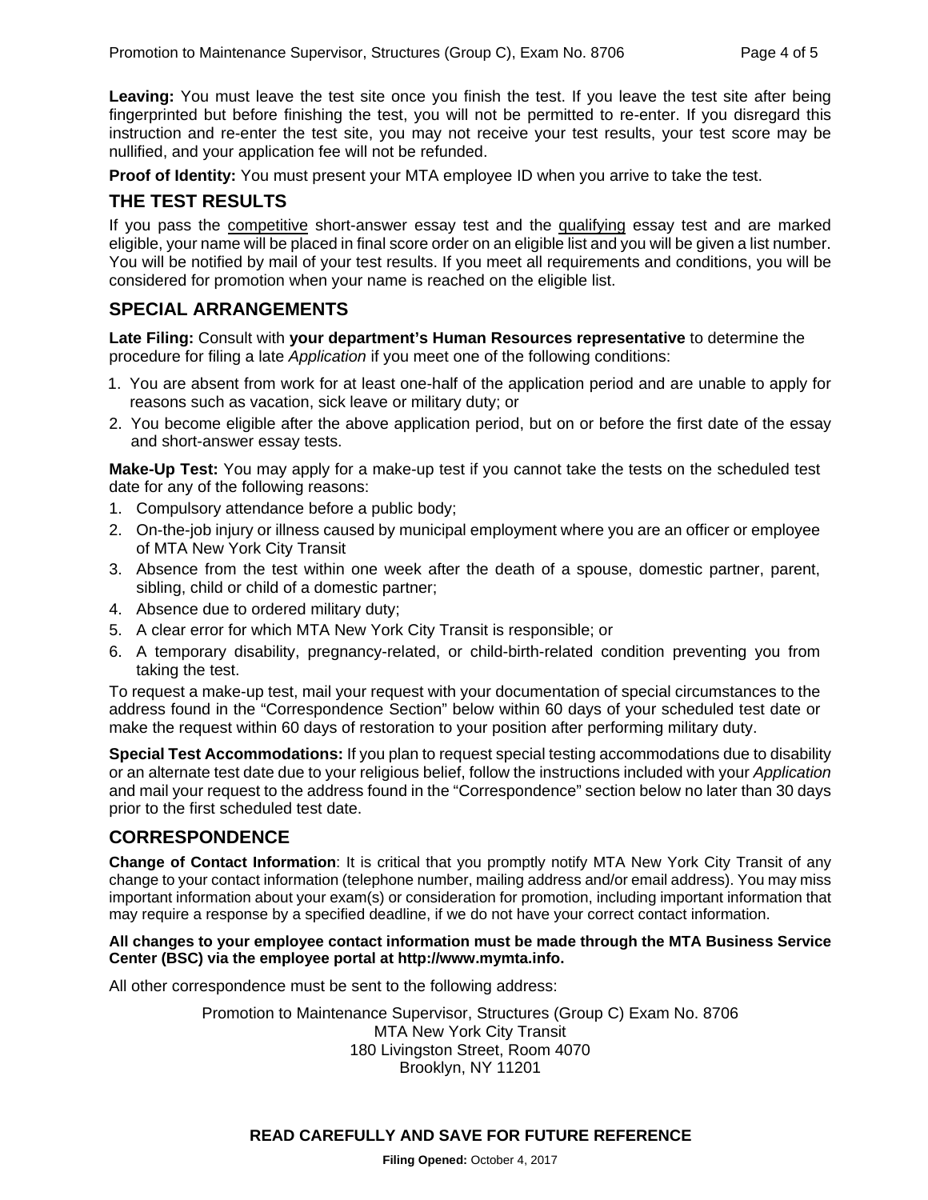**Leaving:** You must leave the test site once you finish the test. If you leave the test site after being fingerprinted but before finishing the test, you will not be permitted to re-enter. If you disregard this instruction and re-enter the test site, you may not receive your test results, your test score may be nullified, and your application fee will not be refunded.

**Proof of Identity:** You must present your MTA employee ID when you arrive to take the test.

## THE TEST RESULTS

If you pass the competitive short-answer essay test and the qualifying essay test and are marked eligible, your name will be placed in final score order on an eligible list and you will be given a list number. You will be notified by mail of your test results. If you meet all requirements and conditions, you will be considered for promotion when your name is reached on the eligible list.

## SPECIAL ARRANGEMENTS

**Late Filing:** Consult with **your department's Human Resources representative** to determine the procedure for filing a late *Application* if you meet one of the following conditions:

1. You are absent from work for at least one-half of the application period and are unable to apply for reasons such as vacation, sick leave or military duty; or
2. You become eligible after the above application period, but on or before the first date of the essay and short-answer essay tests.

**Make-Up Test:** You may apply for a make-up test if you cannot take the tests on the scheduled test date for any of the following reasons:

1. Compulsory attendance before a public body;
2. On-the-job injury or illness caused by municipal employment where you are an officer or employee of MTA New York City Transit
3. Absence from the test within one week after the death of a spouse, domestic partner, parent, sibling, child or child of a domestic partner;
4. Absence due to ordered military duty;
5. A clear error for which MTA New York City Transit is responsible; or
6. A temporary disability, pregnancy-related, or child-birth-related condition preventing you from taking the test.

To request a make-up test, mail your request with your documentation of special circumstances to the address found in the "Correspondence Section" below within 60 days of your scheduled test date or make the request within 60 days of restoration to your position after performing military duty.

**Special Test Accommodations:** If you plan to request special testing accommodations due to disability or an alternate test date due to your religious belief, follow the instructions included with your *Application* and mail your request to the address found in the "Correspondence" section below no later than 30 days prior to the first scheduled test date.

## CORRESPONDENCE

**Change of Contact Information**: It is critical that you promptly notify MTA New York City Transit of any change to your contact information (telephone number, mailing address and/or email address). You may miss important information about your exam(s) or consideration for promotion, including important information that may require a response by a specified deadline, if we do not have your correct contact information.

**All changes to your employee contact information must be made through the MTA Business Service Center (BSC) via the employee portal at http://www.mymta.info.**

All other correspondence must be sent to the following address:

Promotion to Maintenance Supervisor, Structures (Group C) Exam No. 8706
MTA New York City Transit
180 Livingston Street, Room 4070
Brooklyn, NY 11201

**READ CAREFULLY AND SAVE FOR FUTURE REFERENCE**

**Filing Opened:** October 4, 2017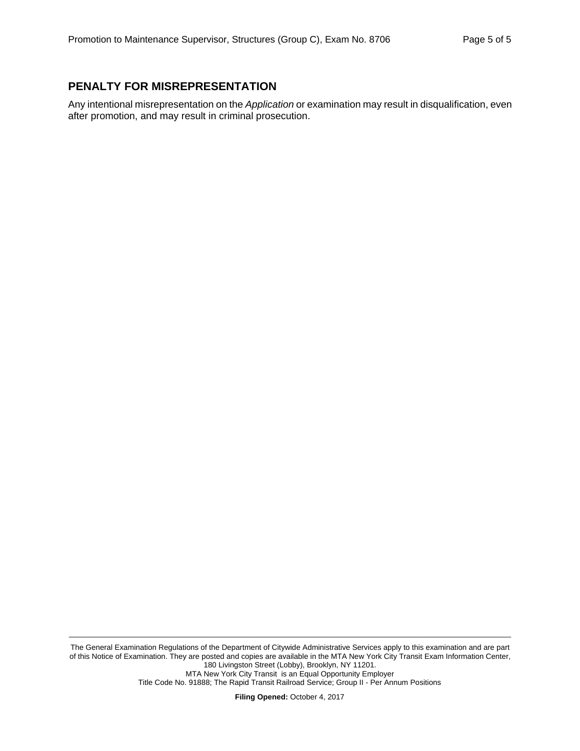## PENALTY FOR MISREPRESENTATION

Any intentional misrepresentation on the *Application* or examination may result in disqualification, even after promotion, and may result in criminal prosecution.

---

The General Examination Regulations of the Department of Citywide Administrative Services apply to this examination and are part of this Notice of Examination. They are posted and copies are available in the MTA New York City Transit Exam Information Center, 180 Livingston Street (Lobby), Brooklyn, NY 11201.

MTA New York City Transit is an Equal Opportunity Employer

Title Code No. 91888; The Rapid Transit Railroad Service; Group II - Per Annum Positions

**Filing Opened:** October 4, 2017